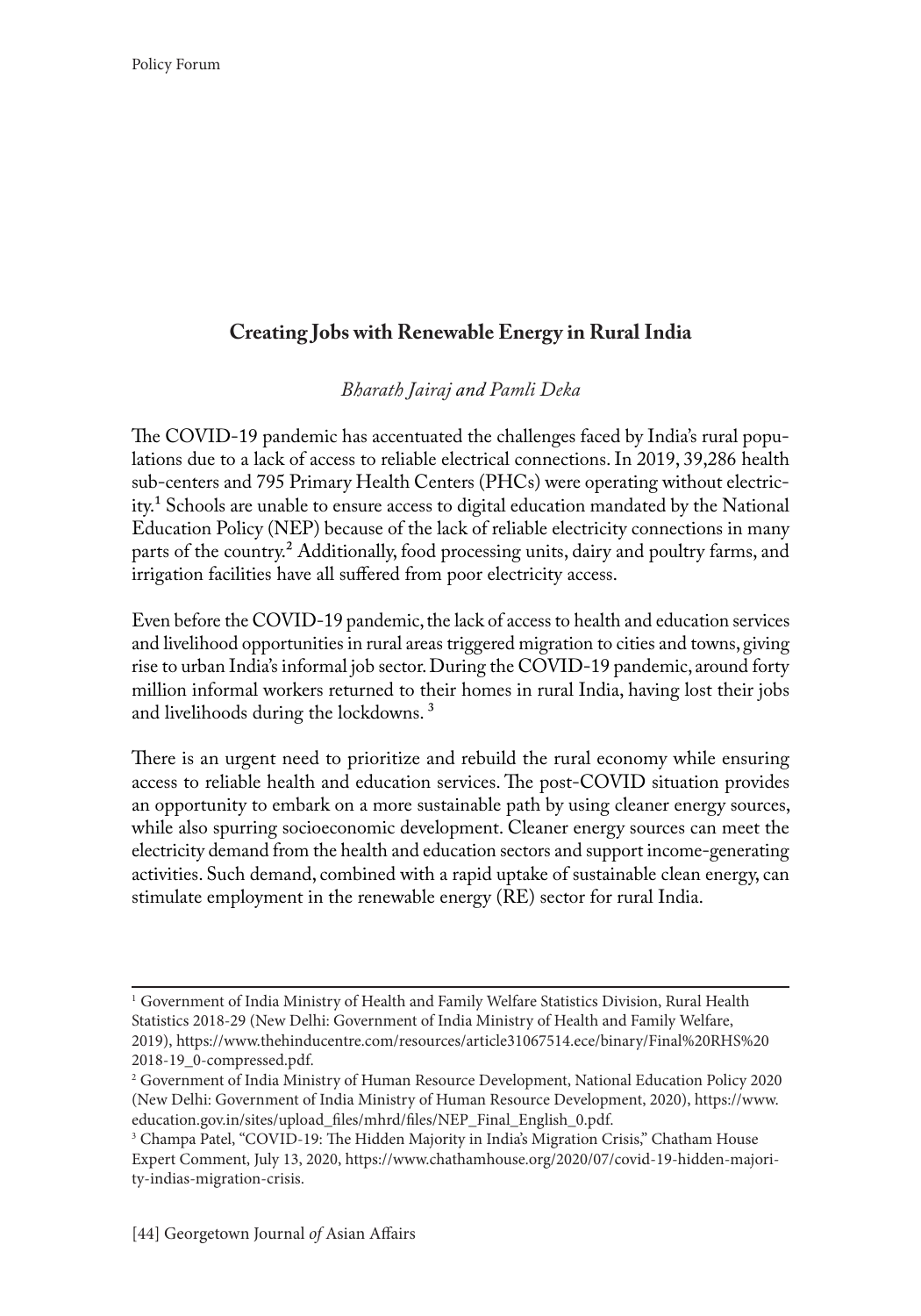# Creating Jobs with Renewable Energy in Rural India

*Bharath Jairaj and Pamli Deka*

The COVID-19 pandemic has accentuated the challenges faced by India's rural populations due to a lack of access to reliable electrical connections. In 2019, 39,286 health sub-centers and 795 Primary Health Centers (PHCs) were operating without electricity.[1] Schools are unable to ensure access to digital education mandated by the National Education Policy (NEP) because of the lack of reliable electricity connections in many parts of the country.[2] Additionally, food processing units, dairy and poultry farms, and irrigation facilities have all suffered from poor electricity access.

Even before the COVID-19 pandemic, the lack of access to health and education services and livelihood opportunities in rural areas triggered migration to cities and towns, giving rise to urban India's informal job sector. During the COVID-19 pandemic, around forty million informal workers returned to their homes in rural India, having lost their jobs and livelihoods during the lockdowns. [3]

There is an urgent need to prioritize and rebuild the rural economy while ensuring access to reliable health and education services. The post-COVID situation provides an opportunity to embark on a more sustainable path by using cleaner energy sources, while also spurring socioeconomic development. Cleaner energy sources can meet the electricity demand from the health and education sectors and support income-generating activities. Such demand, combined with a rapid uptake of sustainable clean energy, can stimulate employment in the renewable energy (RE) sector for rural India.

---

[1] Government of India Ministry of Health and Family Welfare Statistics Division, Rural Health Statistics 2018-29 (New Delhi: Government of India Ministry of Health and Family Welfare, 2019), https://www.thehinducentre.com/resources/article31067514.ece/binary/Final%20RHS%20 2018-19_0-compressed.pdf.

[2] Government of India Ministry of Human Resource Development, National Education Policy 2020 (New Delhi: Government of India Ministry of Human Resource Development, 2020), https://www.education.gov.in/sites/upload_files/mhrd/files/NEP_Final_English_0.pdf.

[3] Champa Patel, "COVID-19: The Hidden Majority in India's Migration Crisis," Chatham House Expert Comment, July 13, 2020, https://www.chathamhouse.org/2020/07/covid-19-hidden-majority-indias-migration-crisis.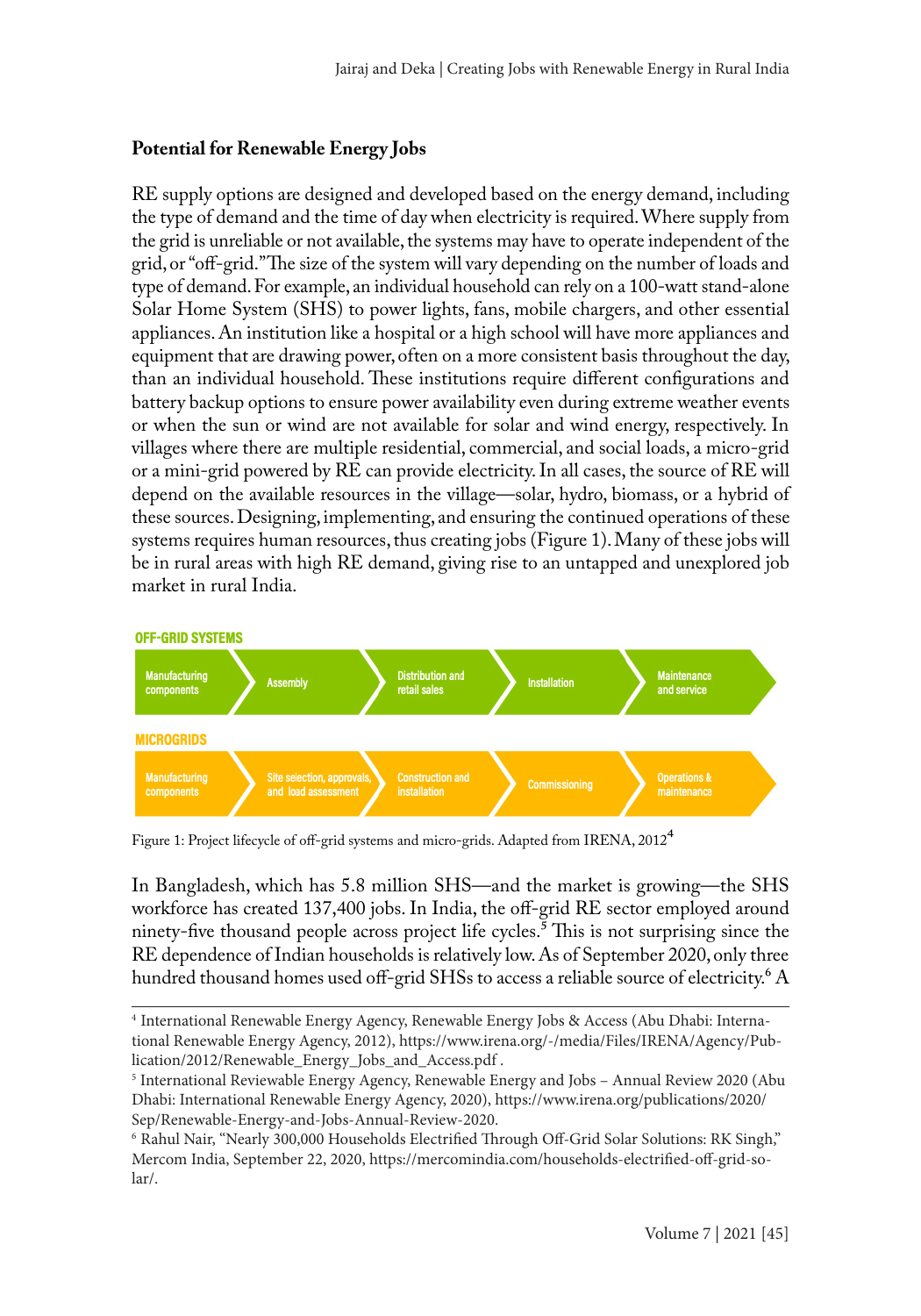## Potential for Renewable Energy Jobs

RE supply options are designed and developed based on the energy demand, including the type of demand and the time of day when electricity is required. Where supply from the grid is unreliable or not available, the systems may have to operate independent of the grid, or "off-grid." The size of the system will vary depending on the number of loads and type of demand. For example, an individual household can rely on a 100-watt stand-alone Solar Home System (SHS) to power lights, fans, mobile chargers, and other essential appliances. An institution like a hospital or a high school will have more appliances and equipment that are drawing power, often on a more consistent basis throughout the day, than an individual household. These institutions require different configurations and battery backup options to ensure power availability even during extreme weather events or when the sun or wind are not available for solar and wind energy, respectively. In villages where there are multiple residential, commercial, and social loads, a micro-grid or a mini-grid powered by RE can provide electricity. In all cases, the source of RE will depend on the available resources in the village—solar, hydro, biomass, or a hybrid of these sources. Designing, implementing, and ensuring the continued operations of these systems requires human resources, thus creating jobs (Figure 1). Many of these jobs will be in rural areas with high RE demand, giving rise to an untapped and unexplored job market in rural India.

**OFF-GRID SYSTEMS**

Manufacturing components → Assembly → Distribution and retail sales → Installation → Maintenance and service

**MICROGRIDS**

Manufacturing components → Site selection, approvals, and load assessment → Construction and installation → Commissioning → Operations & maintenance

Figure 1: Project lifecycle of off-grid systems and micro-grids. Adapted from IRENA, 2012[4]

In Bangladesh, which has 5.8 million SHS—and the market is growing—the SHS workforce has created 137,400 jobs. In India, the off-grid RE sector employed around ninety-five thousand people across project life cycles.[5] This is not surprising since the RE dependence of Indian households is relatively low. As of September 2020, only three hundred thousand homes used off-grid SHSs to access a reliable source of electricity.[6] A

---

[4] International Renewable Energy Agency, Renewable Energy Jobs & Access (Abu Dhabi: International Renewable Energy Agency, 2012), https://www.irena.org/-/media/Files/IRENA/Agency/Publication/2012/Renewable_Energy_Jobs_and_Access.pdf .

[5] International Reviewable Energy Agency, Renewable Energy and Jobs – Annual Review 2020 (Abu Dhabi: International Renewable Energy Agency, 2020), https://www.irena.org/publications/2020/Sep/Renewable-Energy-and-Jobs-Annual-Review-2020.

[6] Rahul Nair, "Nearly 300,000 Households Electrified Through Off-Grid Solar Solutions: RK Singh," Mercom India, September 22, 2020, https://mercomindia.com/households-electrified-off-grid-solar/.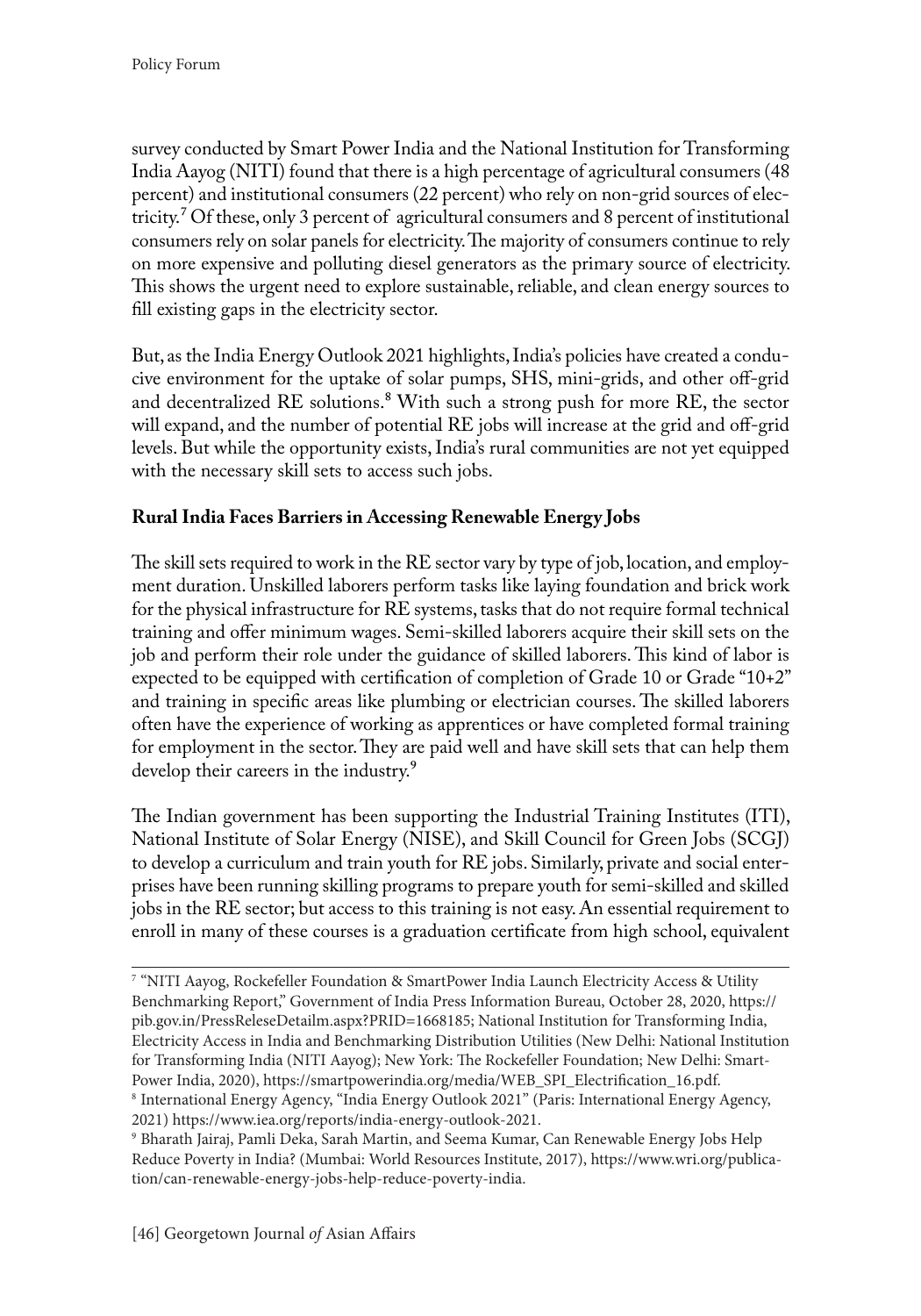survey conducted by Smart Power India and the National Institution for Transforming India Aayog (NITI) found that there is a high percentage of agricultural consumers (48 percent) and institutional consumers (22 percent) who rely on non-grid sources of electricity.[7] Of these, only 3 percent of agricultural consumers and 8 percent of institutional consumers rely on solar panels for electricity. The majority of consumers continue to rely on more expensive and polluting diesel generators as the primary source of electricity. This shows the urgent need to explore sustainable, reliable, and clean energy sources to fill existing gaps in the electricity sector.

But, as the India Energy Outlook 2021 highlights, India's policies have created a conducive environment for the uptake of solar pumps, SHS, mini-grids, and other off-grid and decentralized RE solutions.[8] With such a strong push for more RE, the sector will expand, and the number of potential RE jobs will increase at the grid and off-grid levels. But while the opportunity exists, India's rural communities are not yet equipped with the necessary skill sets to access such jobs.

**Rural India Faces Barriers in Accessing Renewable Energy Jobs**

The skill sets required to work in the RE sector vary by type of job, location, and employment duration. Unskilled laborers perform tasks like laying foundation and brick work for the physical infrastructure for RE systems, tasks that do not require formal technical training and offer minimum wages. Semi-skilled laborers acquire their skill sets on the job and perform their role under the guidance of skilled laborers. This kind of labor is expected to be equipped with certification of completion of Grade 10 or Grade "10+2" and training in specific areas like plumbing or electrician courses. The skilled laborers often have the experience of working as apprentices or have completed formal training for employment in the sector. They are paid well and have skill sets that can help them develop their careers in the industry.[9]

The Indian government has been supporting the Industrial Training Institutes (ITI), National Institute of Solar Energy (NISE), and Skill Council for Green Jobs (SCGJ) to develop a curriculum and train youth for RE jobs. Similarly, private and social enterprises have been running skilling programs to prepare youth for semi-skilled and skilled jobs in the RE sector; but access to this training is not easy. An essential requirement to enroll in many of these courses is a graduation certificate from high school, equivalent

---

[7] "NITI Aayog, Rockefeller Foundation & SmartPower India Launch Electricity Access & Utility Benchmarking Report," Government of India Press Information Bureau, October 28, 2020, https://pib.gov.in/PressReleseDetailm.aspx?PRID=1668185; National Institution for Transforming India, Electricity Access in India and Benchmarking Distribution Utilities (New Delhi: National Institution for Transforming India (NITI Aayog); New York: The Rockefeller Foundation; New Delhi: Smart-Power India, 2020), https://smartpowerindia.org/media/WEB_SPI_Electrification_16.pdf.

[8] International Energy Agency, "India Energy Outlook 2021" (Paris: International Energy Agency, 2021) https://www.iea.org/reports/india-energy-outlook-2021.

[9] Bharath Jairaj, Pamli Deka, Sarah Martin, and Seema Kumar, Can Renewable Energy Jobs Help Reduce Poverty in India? (Mumbai: World Resources Institute, 2017), https://www.wri.org/publication/can-renewable-energy-jobs-help-reduce-poverty-india.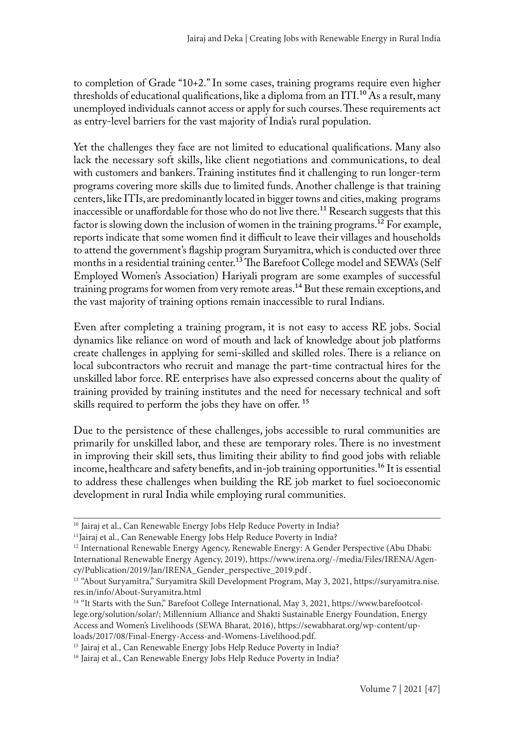to completion of Grade "10+2." In some cases, training programs require even higher thresholds of educational qualifications, like a diploma from an ITI.[10] As a result, many unemployed individuals cannot access or apply for such courses. These requirements act as entry-level barriers for the vast majority of India's rural population.

Yet the challenges they face are not limited to educational qualifications. Many also lack the necessary soft skills, like client negotiations and communications, to deal with customers and bankers. Training institutes find it challenging to run longer-term programs covering more skills due to limited funds. Another challenge is that training centers, like ITIs, are predominantly located in bigger towns and cities, making programs inaccessible or unaffordable for those who do not live there.[11] Research suggests that this factor is slowing down the inclusion of women in the training programs.[12] For example, reports indicate that some women find it difficult to leave their villages and households to attend the government's flagship program Suryamitra, which is conducted over three months in a residential training center.[13] The Barefoot College model and SEWA's (Self Employed Women's Association) Hariyali program are some examples of successful training programs for women from very remote areas.[14] But these remain exceptions, and the vast majority of training options remain inaccessible to rural Indians.

Even after completing a training program, it is not easy to access RE jobs. Social dynamics like reliance on word of mouth and lack of knowledge about job platforms create challenges in applying for semi-skilled and skilled roles. There is a reliance on local subcontractors who recruit and manage the part-time contractual hires for the unskilled labor force. RE enterprises have also expressed concerns about the quality of training provided by training institutes and the need for necessary technical and soft skills required to perform the jobs they have on offer.[15]

Due to the persistence of these challenges, jobs accessible to rural communities are primarily for unskilled labor, and these are temporary roles. There is no investment in improving their skill sets, thus limiting their ability to find good jobs with reliable income, healthcare and safety benefits, and in-job training opportunities.[16] It is essential to address these challenges when building the RE job market to fuel socioeconomic development in rural India while employing rural communities.

---

[10] Jairaj et al., Can Renewable Energy Jobs Help Reduce Poverty in India?

[11] Jairaj et al., Can Renewable Energy Jobs Help Reduce Poverty in India?

[12] International Renewable Energy Agency, Renewable Energy: A Gender Perspective (Abu Dhabi: International Renewable Energy Agency, 2019), https://www.irena.org/-/media/Files/IRENA/Agency/Publication/2019/Jan/IRENA_Gender_perspective_2019.pdf .

[13] "About Suryamitra," Suryamitra Skill Development Program, May 3, 2021, https://suryamitra.nise.res.in/info/About-Suryamitra.html

[14] "It Starts with the Sun," Barefoot College International, May 3, 2021, https://www.barefootcollege.org/solution/solar/; Millennium Alliance and Shakti Sustainable Energy Foundation, Energy Access and Women's Livelihoods (SEWA Bharat, 2016), https://sewabharat.org/wp-content/uploads/2017/08/Final-Energy-Access-and-Womens-Livelihood.pdf.

[15] Jairaj et al., Can Renewable Energy Jobs Help Reduce Poverty in India?

[16] Jairaj et al., Can Renewable Energy Jobs Help Reduce Poverty in India?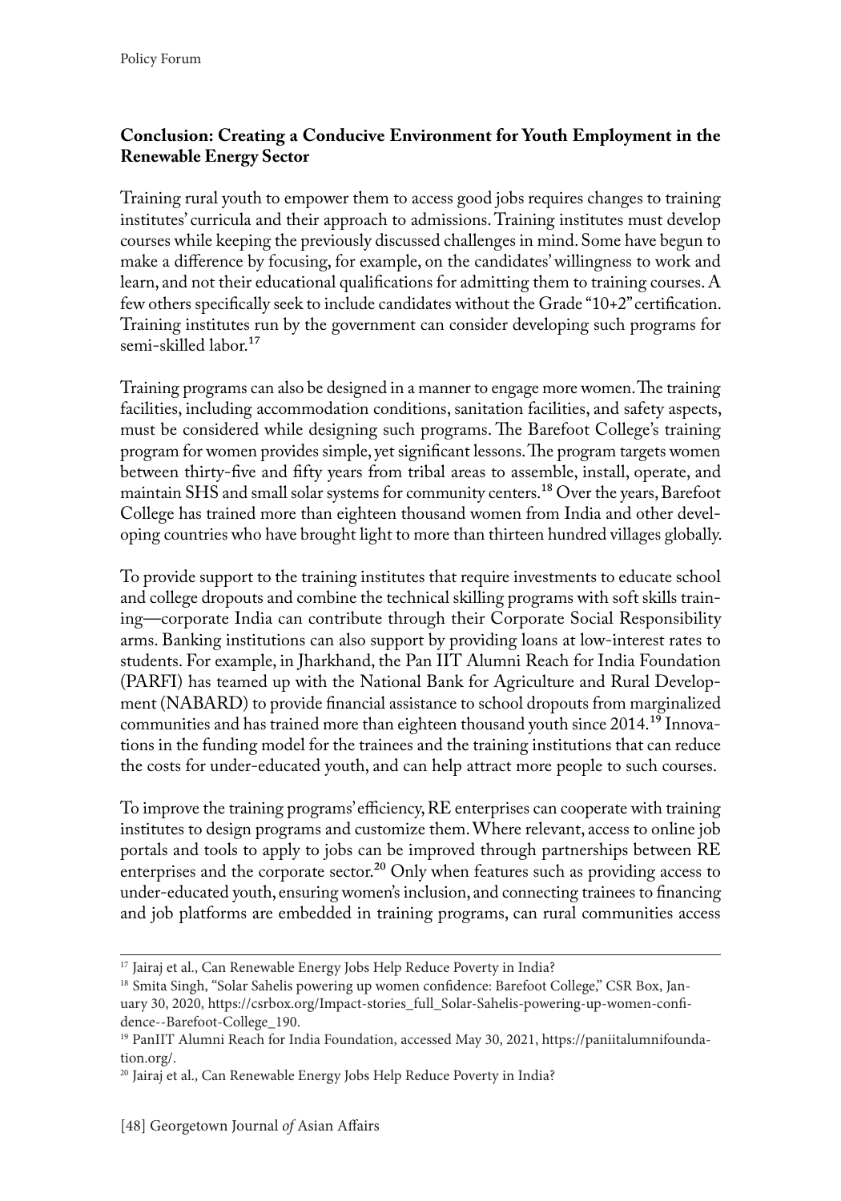## Conclusion: Creating a Conducive Environment for Youth Employment in the Renewable Energy Sector

Training rural youth to empower them to access good jobs requires changes to training institutes' curricula and their approach to admissions. Training institutes must develop courses while keeping the previously discussed challenges in mind. Some have begun to make a difference by focusing, for example, on the candidates' willingness to work and learn, and not their educational qualifications for admitting them to training courses. A few others specifically seek to include candidates without the Grade "10+2" certification. Training institutes run by the government can consider developing such programs for semi-skilled labor.[17]

Training programs can also be designed in a manner to engage more women. The training facilities, including accommodation conditions, sanitation facilities, and safety aspects, must be considered while designing such programs. The Barefoot College's training program for women provides simple, yet significant lessons. The program targets women between thirty-five and fifty years from tribal areas to assemble, install, operate, and maintain SHS and small solar systems for community centers.[18] Over the years, Barefoot College has trained more than eighteen thousand women from India and other developing countries who have brought light to more than thirteen hundred villages globally.

To provide support to the training institutes that require investments to educate school and college dropouts and combine the technical skilling programs with soft skills training—corporate India can contribute through their Corporate Social Responsibility arms. Banking institutions can also support by providing loans at low-interest rates to students. For example, in Jharkhand, the Pan IIT Alumni Reach for India Foundation (PARFI) has teamed up with the National Bank for Agriculture and Rural Development (NABARD) to provide financial assistance to school dropouts from marginalized communities and has trained more than eighteen thousand youth since 2014.[19] Innovations in the funding model for the trainees and the training institutions that can reduce the costs for under-educated youth, and can help attract more people to such courses.

To improve the training programs' efficiency, RE enterprises can cooperate with training institutes to design programs and customize them. Where relevant, access to online job portals and tools to apply to jobs can be improved through partnerships between RE enterprises and the corporate sector.[20] Only when features such as providing access to under-educated youth, ensuring women's inclusion, and connecting trainees to financing and job platforms are embedded in training programs, can rural communities access

---

[17] Jairaj et al., Can Renewable Energy Jobs Help Reduce Poverty in India?

[18] Smita Singh, "Solar Sahelis powering up women confidence: Barefoot College," CSR Box, January 30, 2020, https://csrbox.org/Impact-stories_full_Solar-Sahelis-powering-up-women-confidence--Barefoot-College_190.

[19] PanIIT Alumni Reach for India Foundation, accessed May 30, 2021, https://paniitalumnifoundation.org/.

[20] Jairaj et al., Can Renewable Energy Jobs Help Reduce Poverty in India?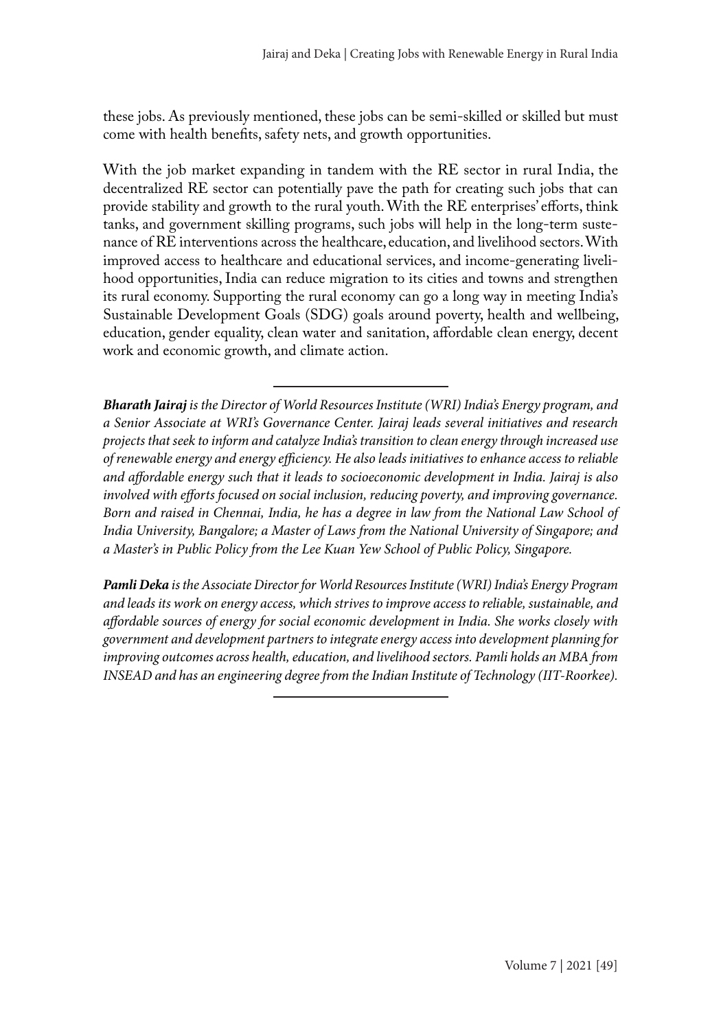these jobs. As previously mentioned, these jobs can be semi-skilled or skilled but must come with health benefits, safety nets, and growth opportunities.

With the job market expanding in tandem with the RE sector in rural India, the decentralized RE sector can potentially pave the path for creating such jobs that can provide stability and growth to the rural youth. With the RE enterprises' efforts, think tanks, and government skilling programs, such jobs will help in the long-term sustenance of RE interventions across the healthcare, education, and livelihood sectors. With improved access to healthcare and educational services, and income-generating livelihood opportunities, India can reduce migration to its cities and towns and strengthen its rural economy. Supporting the rural economy can go a long way in meeting India's Sustainable Development Goals (SDG) goals around poverty, health and wellbeing, education, gender equality, clean water and sanitation, affordable clean energy, decent work and economic growth, and climate action.

---

***Bharath Jairaj*** *is the Director of World Resources Institute (WRI) India's Energy program, and a Senior Associate at WRI's Governance Center. Jairaj leads several initiatives and research projects that seek to inform and catalyze India's transition to clean energy through increased use of renewable energy and energy efficiency. He also leads initiatives to enhance access to reliable and affordable energy such that it leads to socioeconomic development in India. Jairaj is also involved with efforts focused on social inclusion, reducing poverty, and improving governance. Born and raised in Chennai, India, he has a degree in law from the National Law School of India University, Bangalore; a Master of Laws from the National University of Singapore; and a Master's in Public Policy from the Lee Kuan Yew School of Public Policy, Singapore.*

***Pamli Deka*** *is the Associate Director for World Resources Institute (WRI) India's Energy Program and leads its work on energy access, which strives to improve access to reliable, sustainable, and affordable sources of energy for social economic development in India. She works closely with government and development partners to integrate energy access into development planning for improving outcomes across health, education, and livelihood sectors. Pamli holds an MBA from INSEAD and has an engineering degree from the Indian Institute of Technology (IIT-Roorkee).*

---